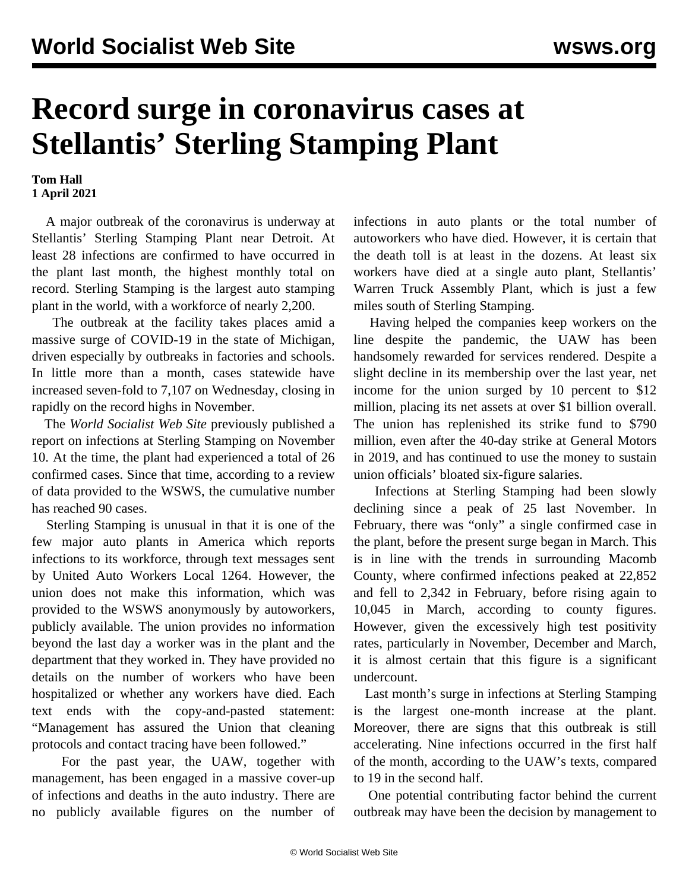# Record surge in coronavirus cases at Stellantis' Sterling Stamping Plant

**Tom Hall**
**1 April 2021**

A major outbreak of the coronavirus is underway at Stellantis' Sterling Stamping Plant near Detroit. At least 28 infections are confirmed to have occurred in the plant last month, the highest monthly total on record. Sterling Stamping is the largest auto stamping plant in the world, with a workforce of nearly 2,200.

The outbreak at the facility takes places amid a massive surge of COVID-19 in the state of Michigan, driven especially by outbreaks in factories and schools. In little more than a month, cases statewide have increased seven-fold to 7,107 on Wednesday, closing in rapidly on the record highs in November.

The *World Socialist Web Site* previously published a report on infections at Sterling Stamping on November 10. At the time, the plant had experienced a total of 26 confirmed cases. Since that time, according to a review of data provided to the WSWS, the cumulative number has reached 90 cases.

Sterling Stamping is unusual in that it is one of the few major auto plants in America which reports infections to its workforce, through text messages sent by United Auto Workers Local 1264. However, the union does not make this information, which was provided to the WSWS anonymously by autoworkers, publicly available. The union provides no information beyond the last day a worker was in the plant and the department that they worked in. They have provided no details on the number of workers who have been hospitalized or whether any workers have died. Each text ends with the copy-and-pasted statement: "Management has assured the Union that cleaning protocols and contact tracing have been followed."

For the past year, the UAW, together with management, has been engaged in a massive cover-up of infections and deaths in the auto industry. There are no publicly available figures on the number of infections in auto plants or the total number of autoworkers who have died. However, it is certain that the death toll is at least in the dozens. At least six workers have died at a single auto plant, Stellantis' Warren Truck Assembly Plant, which is just a few miles south of Sterling Stamping.

Having helped the companies keep workers on the line despite the pandemic, the UAW has been handsomely rewarded for services rendered. Despite a slight decline in its membership over the last year, net income for the union surged by 10 percent to $12 million, placing its net assets at over $1 billion overall. The union has replenished its strike fund to $790 million, even after the 40-day strike at General Motors in 2019, and has continued to use the money to sustain union officials' bloated six-figure salaries.

Infections at Sterling Stamping had been slowly declining since a peak of 25 last November. In February, there was "only" a single confirmed case in the plant, before the present surge began in March. This is in line with the trends in surrounding Macomb County, where confirmed infections peaked at 22,852 and fell to 2,342 in February, before rising again to 10,045 in March, according to county figures. However, given the excessively high test positivity rates, particularly in November, December and March, it is almost certain that this figure is a significant undercount.

Last month's surge in infections at Sterling Stamping is the largest one-month increase at the plant. Moreover, there are signs that this outbreak is still accelerating. Nine infections occurred in the first half of the month, according to the UAW's texts, compared to 19 in the second half.

One potential contributing factor behind the current outbreak may have been the decision by management to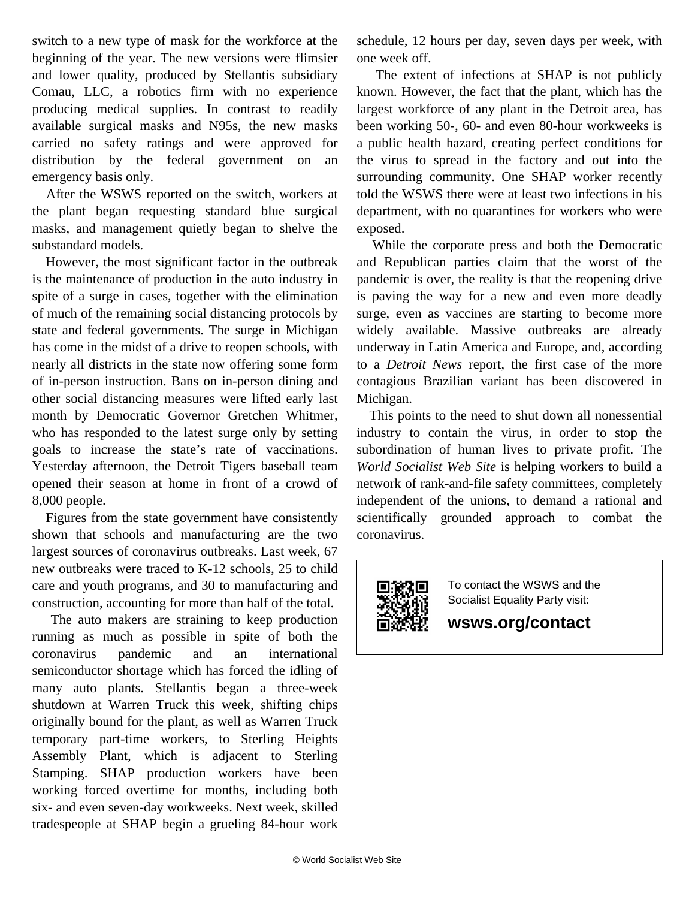switch to a new type of mask for the workforce at the beginning of the year. The new versions were flimsier and lower quality, produced by Stellantis subsidiary Comau, LLC, a robotics firm with no experience producing medical supplies. In contrast to readily available surgical masks and N95s, the new masks carried no safety ratings and were approved for distribution by the federal government on an emergency basis only.

After the WSWS reported on the switch, workers at the plant began requesting standard blue surgical masks, and management quietly began to shelve the substandard models.

However, the most significant factor in the outbreak is the maintenance of production in the auto industry in spite of a surge in cases, together with the elimination of much of the remaining social distancing protocols by state and federal governments. The surge in Michigan has come in the midst of a drive to reopen schools, with nearly all districts in the state now offering some form of in-person instruction. Bans on in-person dining and other social distancing measures were lifted early last month by Democratic Governor Gretchen Whitmer, who has responded to the latest surge only by setting goals to increase the state's rate of vaccinations. Yesterday afternoon, the Detroit Tigers baseball team opened their season at home in front of a crowd of 8,000 people.

Figures from the state government have consistently shown that schools and manufacturing are the two largest sources of coronavirus outbreaks. Last week, 67 new outbreaks were traced to K-12 schools, 25 to child care and youth programs, and 30 to manufacturing and construction, accounting for more than half of the total.

The auto makers are straining to keep production running as much as possible in spite of both the coronavirus pandemic and an international semiconductor shortage which has forced the idling of many auto plants. Stellantis began a three-week shutdown at Warren Truck this week, shifting chips originally bound for the plant, as well as Warren Truck temporary part-time workers, to Sterling Heights Assembly Plant, which is adjacent to Sterling Stamping. SHAP production workers have been working forced overtime for months, including both six- and even seven-day workweeks. Next week, skilled tradespeople at SHAP begin a grueling 84-hour work schedule, 12 hours per day, seven days per week, with one week off.

The extent of infections at SHAP is not publicly known. However, the fact that the plant, which has the largest workforce of any plant in the Detroit area, has been working 50-, 60- and even 80-hour workweeks is a public health hazard, creating perfect conditions for the virus to spread in the factory and out into the surrounding community. One SHAP worker recently told the WSWS there were at least two infections in his department, with no quarantines for workers who were exposed.

While the corporate press and both the Democratic and Republican parties claim that the worst of the pandemic is over, the reality is that the reopening drive is paving the way for a new and even more deadly surge, even as vaccines are starting to become more widely available. Massive outbreaks are already underway in Latin America and Europe, and, according to a *Detroit News* report, the first case of the more contagious Brazilian variant has been discovered in Michigan.

This points to the need to shut down all nonessential industry to contain the virus, in order to stop the subordination of human lives to private profit. The *World Socialist Web Site* is helping workers to build a network of rank-and-file safety committees, completely independent of the unions, to demand a rational and scientifically grounded approach to combat the coronavirus.

To contact the WSWS and the Socialist Equality Party visit:

**wsws.org/contact**